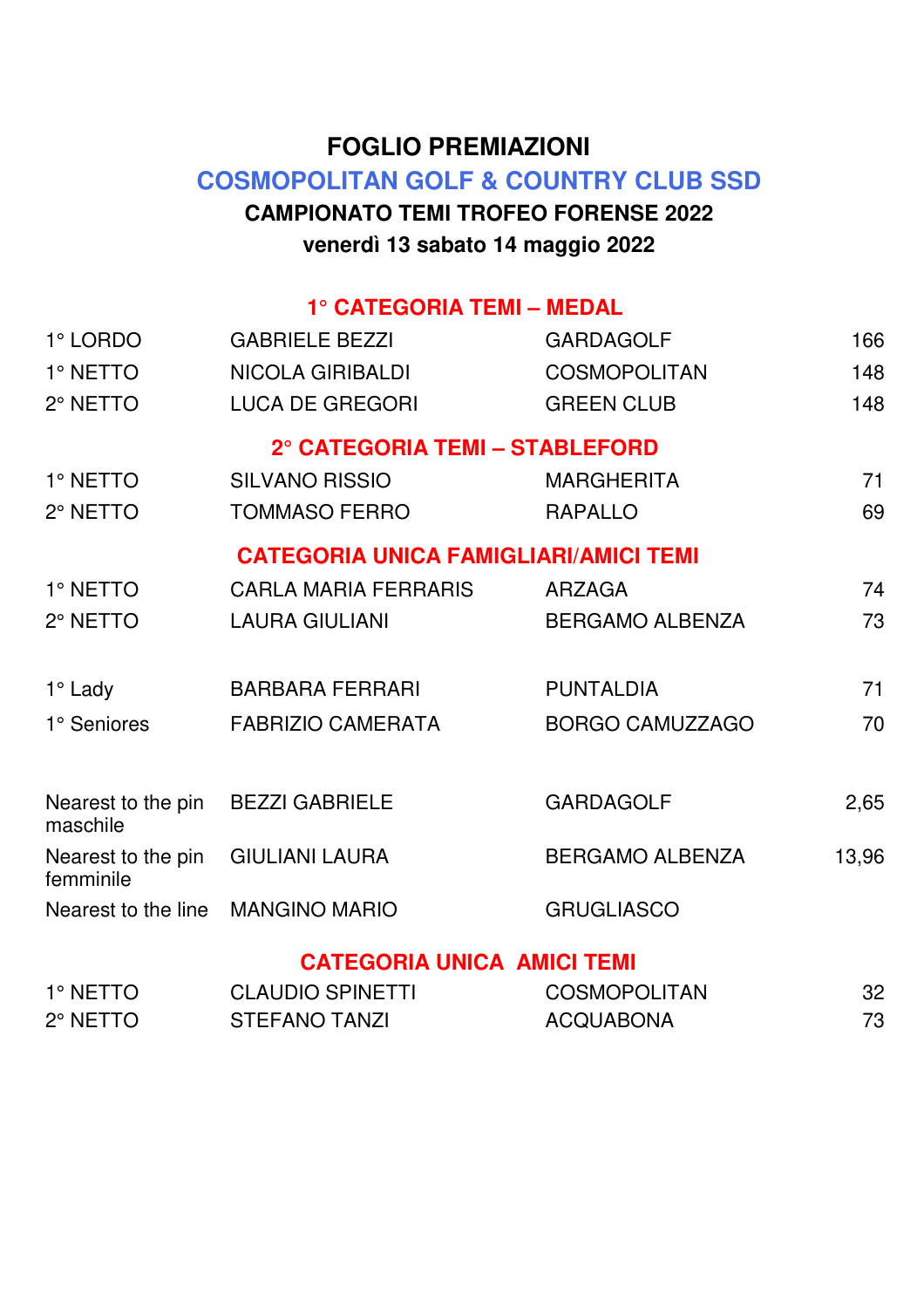# FOGLIO PREMIAZIONI

## COSMOPOLITAN GOLF & COUNTRY CLUB SSD

### CAMPIONATO TEMI TROFEO FORENSE 2022

### venerdì 13 sabato 14 maggio 2022

#### 1° CATEGORIA TEMI – MEDAL

| | | | |
|---|---|---|---|
| 1° LORDO | GABRIELE BEZZI | GARDAGOLF | 166 |
| 1° NETTO | NICOLA GIRIBALDI | COSMOPOLITAN | 148 |
| 2° NETTO | LUCA DE GREGORI | GREEN CLUB | 148 |

#### 2° CATEGORIA TEMI – STABLEFORD

| | | | |
|---|---|---|---|
| 1° NETTO | SILVANO RISSIO | MARGHERITA | 71 |
| 2° NETTO | TOMMASO FERRO | RAPALLO | 69 |

#### CATEGORIA UNICA FAMIGLIARI/AMICI TEMI

| | | | |
|---|---|---|---|
| 1° NETTO | CARLA MARIA FERRARIS | ARZAGA | 74 |
| 2° NETTO | LAURA GIULIANI | BERGAMO ALBENZA | 73 |
| 1° Lady | BARBARA FERRARI | PUNTALDIA | 71 |
| 1° Seniores | FABRIZIO CAMERATA | BORGO CAMUZZAGO | 70 |
| Nearest to the pin maschile | BEZZI GABRIELE | GARDAGOLF | 2,65 |
| Nearest to the pin femminile | GIULIANI LAURA | BERGAMO ALBENZA | 13,96 |
| Nearest to the line | MANGINO MARIO | GRUGLIASCO | |

#### CATEGORIA UNICA AMICI TEMI

| | | | |
|---|---|---|---|
| 1° NETTO | CLAUDIO SPINETTI | COSMOPOLITAN | 32 |
| 2° NETTO | STEFANO TANZI | ACQUABONA | 73 |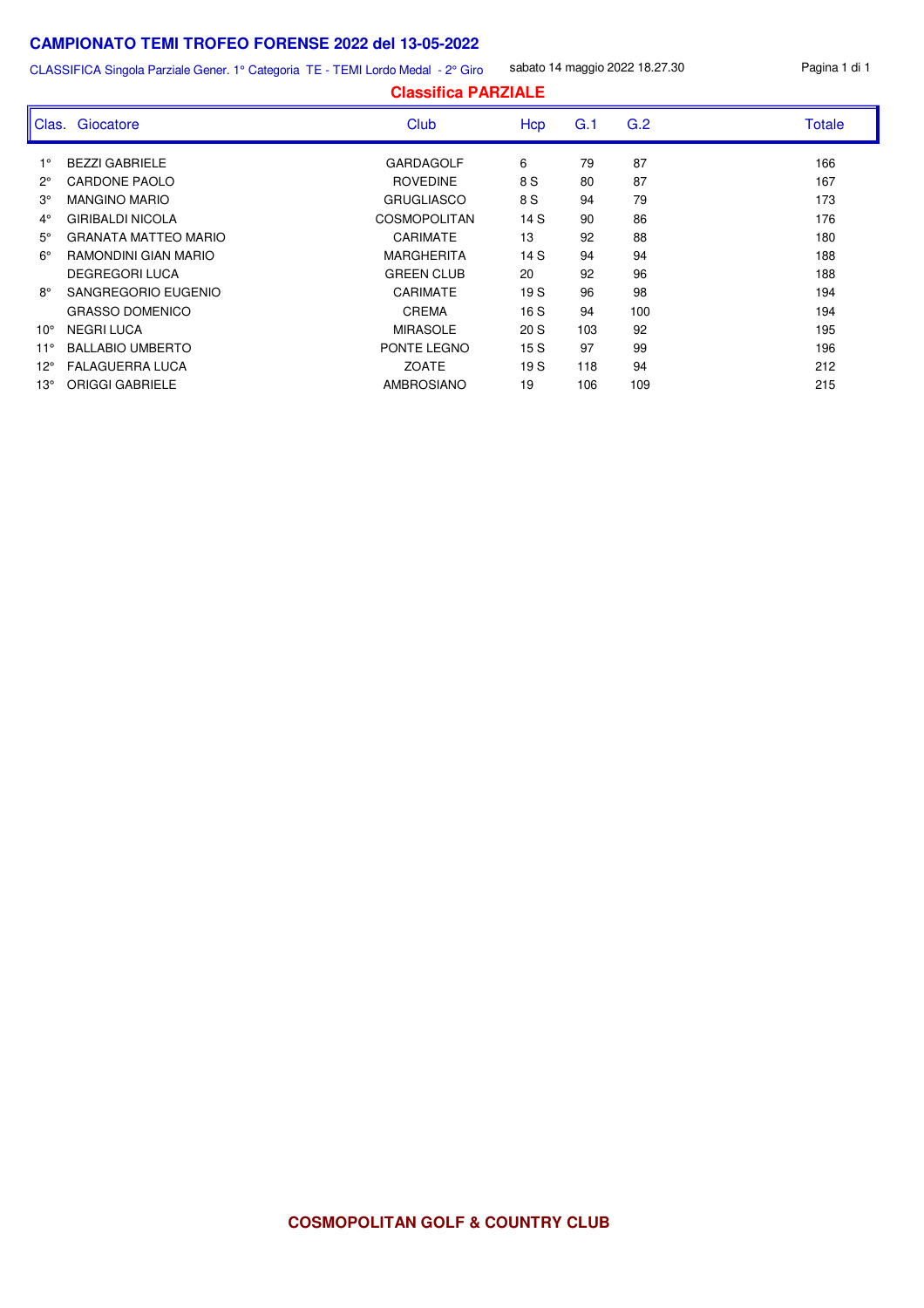# CAMPIONATO TEMI TROFEO FORENSE 2022 del 13-05-2022

CLASSIFICA Singola Parziale Gener. 1° Categoria TE - TEMI Lordo Medal - 2° Giro sabato 14 maggio 2022 18.27.30

## Classifica PARZIALE

| Clas. | Giocatore | Club | Hcp | G.1 | G.2 | Totale |
|---|---|---|---|---|---|---|
| 1° | BEZZI GABRIELE | GARDAGOLF | 6 | 79 | 87 | 166 |
| 2° | CARDONE PAOLO | ROVEDINE | 8 S | 80 | 87 | 167 |
| 3° | MANGINO MARIO | GRUGLIASCO | 8 S | 94 | 79 | 173 |
| 4° | GIRIBALDI NICOLA | COSMOPOLITAN | 14 S | 90 | 86 | 176 |
| 5° | GRANATA MATTEO MARIO | CARIMATE | 13 | 92 | 88 | 180 |
| 6° | RAMONDINI GIAN MARIO | MARGHERITA | 14 S | 94 | 94 | 188 |
| | DEGREGORI LUCA | GREEN CLUB | 20 | 92 | 96 | 188 |
| 8° | SANGREGORIO EUGENIO | CARIMATE | 19 S | 96 | 98 | 194 |
| | GRASSO DOMENICO | CREMA | 16 S | 94 | 100 | 194 |
| 10° | NEGRI LUCA | MIRASOLE | 20 S | 103 | 92 | 195 |
| 11° | BALLABIO UMBERTO | PONTE LEGNO | 15 S | 97 | 99 | 196 |
| 12° | FALAGUERRA LUCA | ZOATE | 19 S | 118 | 94 | 212 |
| 13° | ORIGGI GABRIELE | AMBROSIANO | 19 | 106 | 109 | 215 |

**COSMOPOLITAN GOLF & COUNTRY CLUB**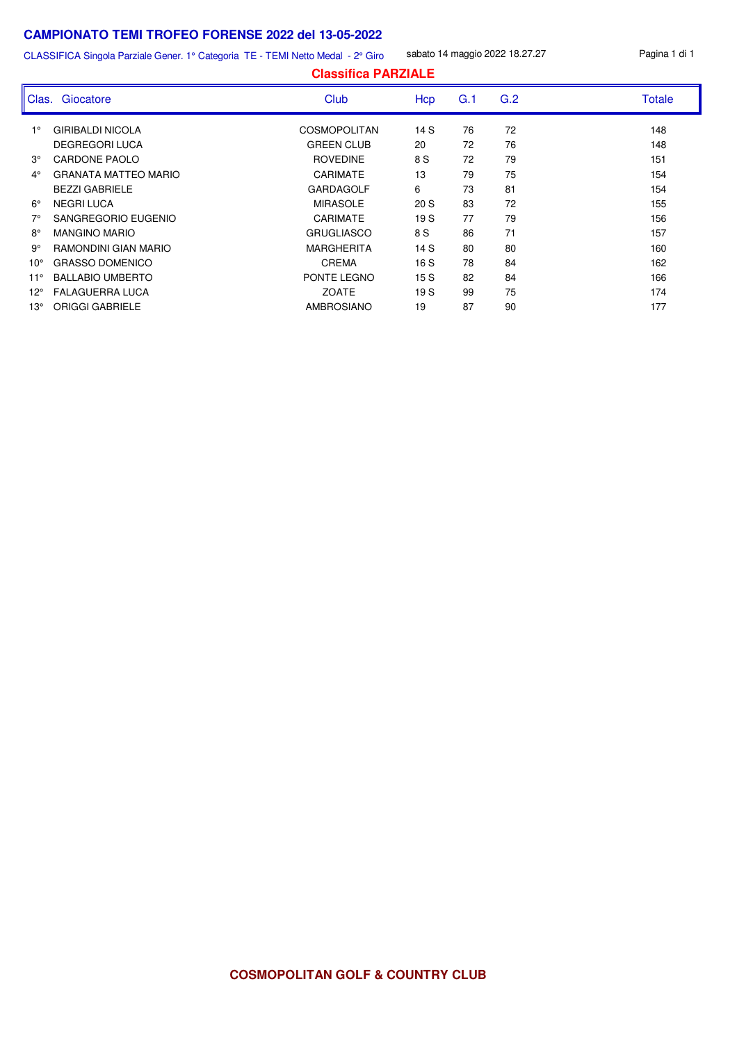# CAMPIONATO TEMI TROFEO FORENSE 2022 del 13-05-2022

CLASSIFICA Singola Parziale Gener. 1° Categoria TE - TEMI Netto Medal - 2° Giro    sabato 14 maggio 2022 18.27.27

## Classifica PARZIALE

| Clas. | Giocatore | Club | Hcp | G.1 | G.2 | Totale |
|---|---|---|---|---|---|---|
| 1° | GIRIBALDI NICOLA | COSMOPOLITAN | 14 S | 76 | 72 | 148 |
| | DEGREGORI LUCA | GREEN CLUB | 20 | 72 | 76 | 148 |
| 3° | CARDONE PAOLO | ROVEDINE | 8 S | 72 | 79 | 151 |
| 4° | GRANATA MATTEO MARIO | CARIMATE | 13 | 79 | 75 | 154 |
| | BEZZI GABRIELE | GARDAGOLF | 6 | 73 | 81 | 154 |
| 6° | NEGRI LUCA | MIRASOLE | 20 S | 83 | 72 | 155 |
| 7° | SANGREGORIO EUGENIO | CARIMATE | 19 S | 77 | 79 | 156 |
| 8° | MANGINO MARIO | GRUGLIASCO | 8 S | 86 | 71 | 157 |
| 9° | RAMONDINI GIAN MARIO | MARGHERITA | 14 S | 80 | 80 | 160 |
| 10° | GRASSO DOMENICO | CREMA | 16 S | 78 | 84 | 162 |
| 11° | BALLABIO UMBERTO | PONTE LEGNO | 15 S | 82 | 84 | 166 |
| 12° | FALAGUERRA LUCA | ZOATE | 19 S | 99 | 75 | 174 |
| 13° | ORIGGI GABRIELE | AMBROSIANO | 19 | 87 | 90 | 177 |

**COSMOPOLITAN GOLF & COUNTRY CLUB**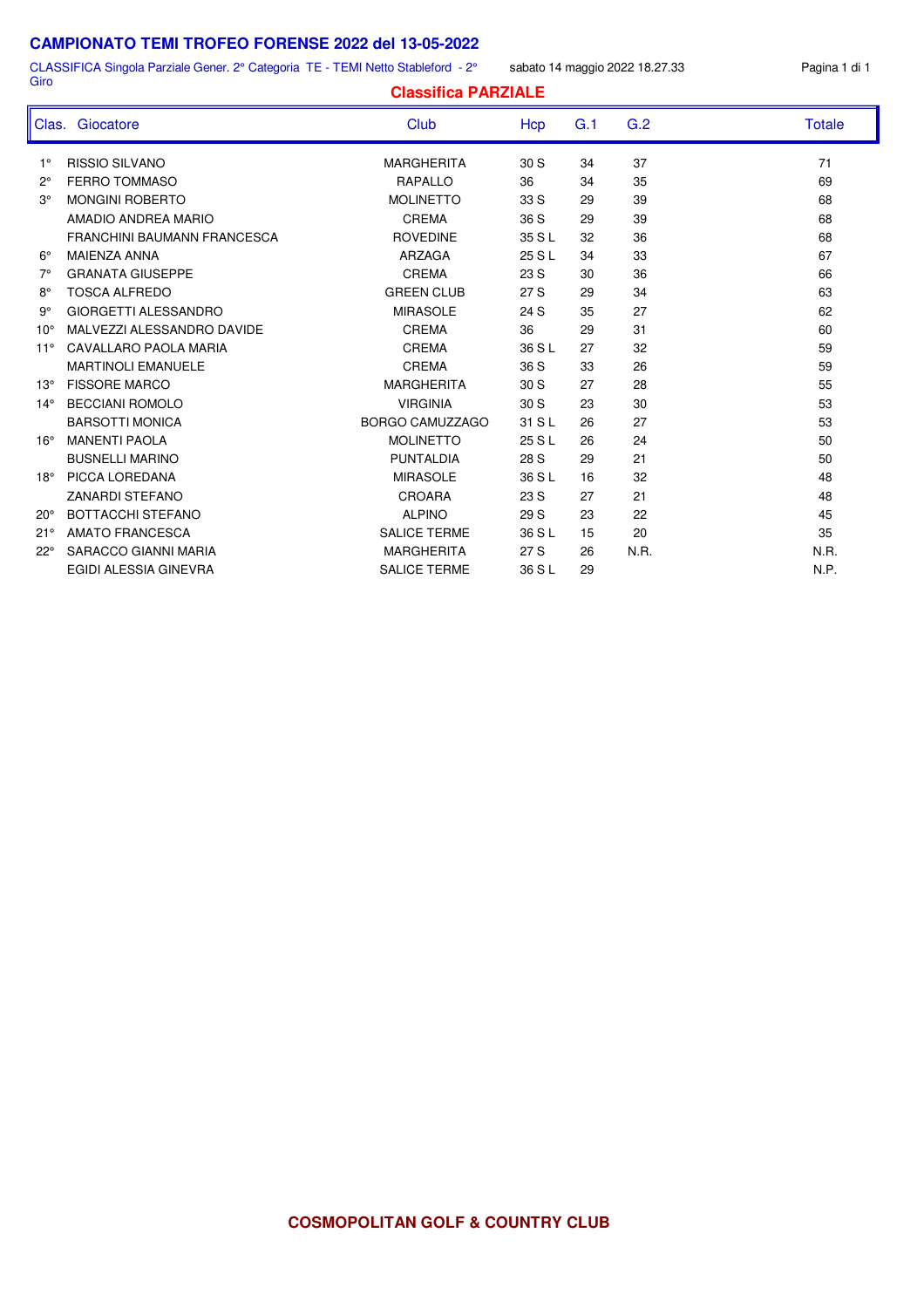# CAMPIONATO TEMI TROFEO FORENSE 2022 del 13-05-2022

CLASSIFICA Singola Parziale Gener. 2° Categoria TE - TEMI Netto Stableford - 2° Giro

sabato 14 maggio 2022 18.27.33

## Classifica PARZIALE

| Clas. | Giocatore | Club | Hcp | G.1 | G.2 | Totale |
|---|---|---|---|---|---|---|
| 1° | RISSIO SILVANO | MARGHERITA | 30 S | 34 | 37 | 71 |
| 2° | FERRO TOMMASO | RAPALLO | 36 | 34 | 35 | 69 |
| 3° | MONGINI ROBERTO | MOLINETTO | 33 S | 29 | 39 | 68 |
| | AMADIO ANDREA MARIO | CREMA | 36 S | 29 | 39 | 68 |
| | FRANCHINI BAUMANN FRANCESCA | ROVEDINE | 35 S L | 32 | 36 | 68 |
| 6° | MAIENZA ANNA | ARZAGA | 25 S L | 34 | 33 | 67 |
| 7° | GRANATA GIUSEPPE | CREMA | 23 S | 30 | 36 | 66 |
| 8° | TOSCA ALFREDO | GREEN CLUB | 27 S | 29 | 34 | 63 |
| 9° | GIORGETTI ALESSANDRO | MIRASOLE | 24 S | 35 | 27 | 62 |
| 10° | MALVEZZI ALESSANDRO DAVIDE | CREMA | 36 | 29 | 31 | 60 |
| 11° | CAVALLARO PAOLA MARIA | CREMA | 36 S L | 27 | 32 | 59 |
| | MARTINOLI EMANUELE | CREMA | 36 S | 33 | 26 | 59 |
| 13° | FISSORE MARCO | MARGHERITA | 30 S | 27 | 28 | 55 |
| 14° | BECCIANI ROMOLO | VIRGINIA | 30 S | 23 | 30 | 53 |
| | BARSOTTI MONICA | BORGO CAMUZZAGO | 31 S L | 26 | 27 | 53 |
| 16° | MANENTI PAOLA | MOLINETTO | 25 S L | 26 | 24 | 50 |
| | BUSNELLI MARINO | PUNTALDIA | 28 S | 29 | 21 | 50 |
| 18° | PICCA LOREDANA | MIRASOLE | 36 S L | 16 | 32 | 48 |
| | ZANARDI STEFANO | CROARA | 23 S | 27 | 21 | 48 |
| 20° | BOTTACCHI STEFANO | ALPINO | 29 S | 23 | 22 | 45 |
| 21° | AMATO FRANCESCA | SALICE TERME | 36 S L | 15 | 20 | 35 |
| 22° | SARACCO GIANNI MARIA | MARGHERITA | 27 S | 26 | N.R. | N.R. |
| | EGIDI ALESSIA GINEVRA | SALICE TERME | 36 S L | 29 | | N.P. |

**COSMOPOLITAN GOLF & COUNTRY CLUB**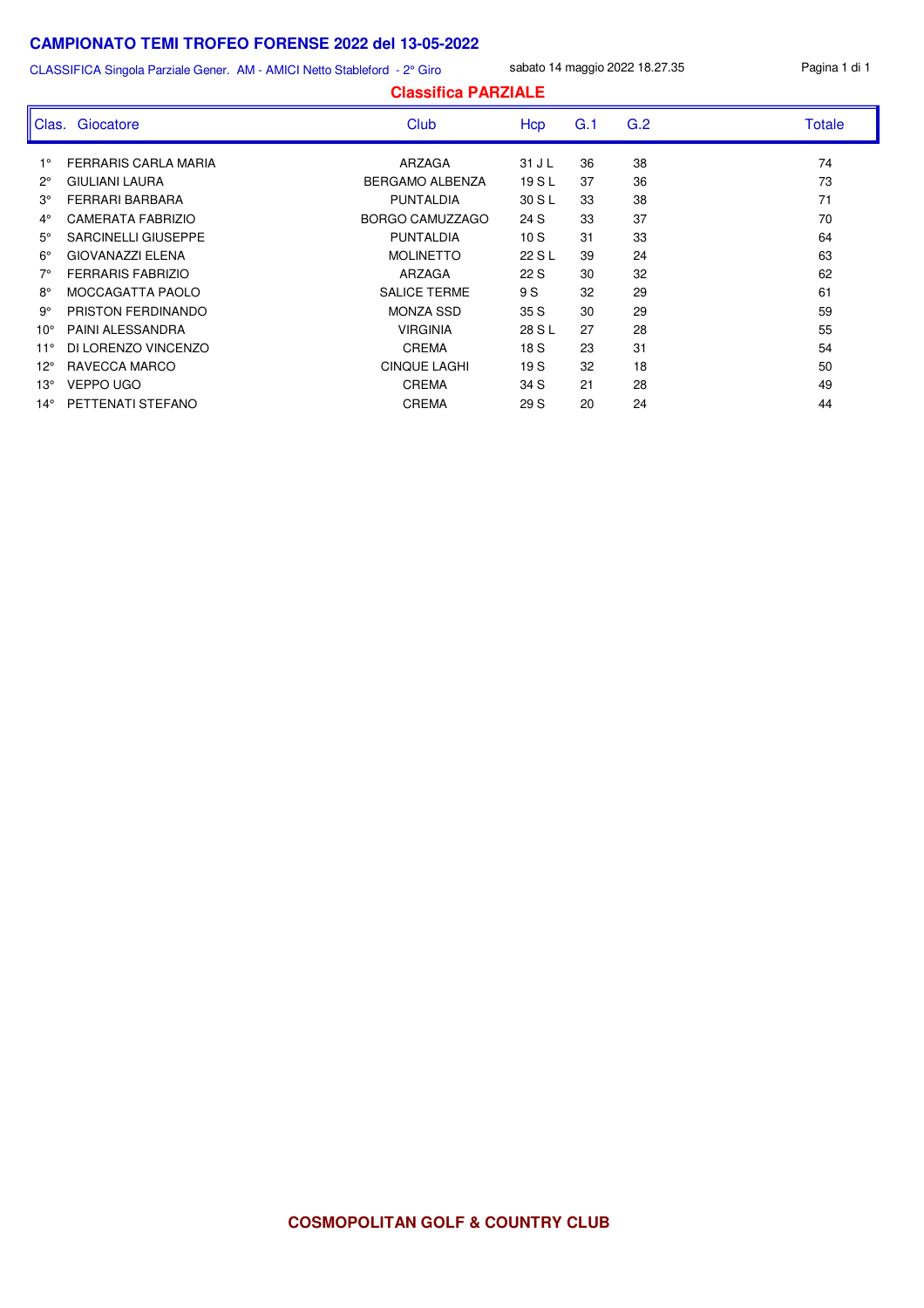# CAMPIONATO TEMI TROFEO FORENSE 2022 del 13-05-2022

CLASSIFICA Singola Parziale Gener. AM - AMICI Netto Stableford - 2° Giro

sabato 14 maggio 2022 18.27.35

## Classifica PARZIALE

| Clas. | Giocatore | Club | Hcp | G.1 | G.2 | Totale |
|---|---|---|---|---|---|---|
| 1° | FERRARIS CARLA MARIA | ARZAGA | 31 J L | 36 | 38 | 74 |
| 2° | GIULIANI LAURA | BERGAMO ALBENZA | 19 S L | 37 | 36 | 73 |
| 3° | FERRARI BARBARA | PUNTALDIA | 30 S L | 33 | 38 | 71 |
| 4° | CAMERATA FABRIZIO | BORGO CAMUZZAGO | 24 S | 33 | 37 | 70 |
| 5° | SARCINELLI GIUSEPPE | PUNTALDIA | 10 S | 31 | 33 | 64 |
| 6° | GIOVANAZZI ELENA | MOLINETTO | 22 S L | 39 | 24 | 63 |
| 7° | FERRARIS FABRIZIO | ARZAGA | 22 S | 30 | 32 | 62 |
| 8° | MOCCAGATTA PAOLO | SALICE TERME | 9 S | 32 | 29 | 61 |
| 9° | PRISTON FERDINANDO | MONZA SSD | 35 S | 30 | 29 | 59 |
| 10° | PAINI ALESSANDRA | VIRGINIA | 28 S L | 27 | 28 | 55 |
| 11° | DI LORENZO VINCENZO | CREMA | 18 S | 23 | 31 | 54 |
| 12° | RAVECCA MARCO | CINQUE LAGHI | 19 S | 32 | 18 | 50 |
| 13° | VEPPO UGO | CREMA | 34 S | 21 | 28 | 49 |
| 14° | PETTENATI STEFANO | CREMA | 29 S | 20 | 24 | 44 |

**COSMOPOLITAN GOLF & COUNTRY CLUB**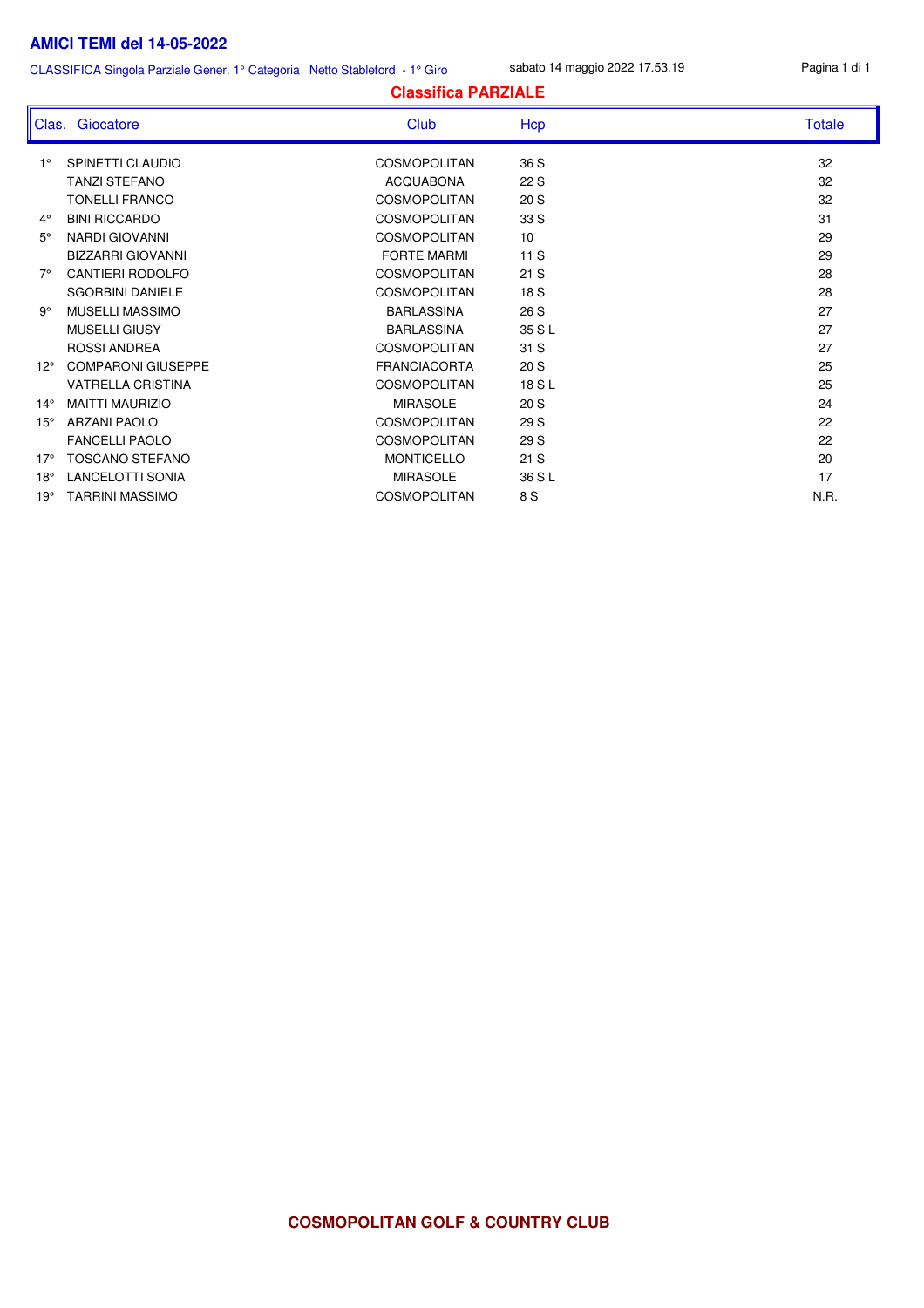# AMICI TEMI del 14-05-2022

CLASSIFICA Singola Parziale Gener. 1° Categoria   Netto Stableford  - 1° Giro          sabato 14 maggio 2022 17.53.19

## Classifica PARZIALE

| Clas. | Giocatore | Club | Hcp | Totale |
|---|---|---|---|---|
| 1° | SPINETTI CLAUDIO | COSMOPOLITAN | 36 S | 32 |
| | TANZI STEFANO | ACQUABONA | 22 S | 32 |
| | TONELLI FRANCO | COSMOPOLITAN | 20 S | 32 |
| 4° | BINI RICCARDO | COSMOPOLITAN | 33 S | 31 |
| 5° | NARDI GIOVANNI | COSMOPOLITAN | 10 | 29 |
| | BIZZARRI GIOVANNI | FORTE MARMI | 11 S | 29 |
| 7° | CANTIERI RODOLFO | COSMOPOLITAN | 21 S | 28 |
| | SGORBINI DANIELE | COSMOPOLITAN | 18 S | 28 |
| 9° | MUSELLI MASSIMO | BARLASSINA | 26 S | 27 |
| | MUSELLI GIUSY | BARLASSINA | 35 S L | 27 |
| | ROSSI ANDREA | COSMOPOLITAN | 31 S | 27 |
| 12° | COMPARONI GIUSEPPE | FRANCIACORTA | 20 S | 25 |
| | VATRELLA CRISTINA | COSMOPOLITAN | 18 S L | 25 |
| 14° | MAITTI MAURIZIO | MIRASOLE | 20 S | 24 |
| 15° | ARZANI PAOLO | COSMOPOLITAN | 29 S | 22 |
| | FANCELLI PAOLO | COSMOPOLITAN | 29 S | 22 |
| 17° | TOSCANO STEFANO | MONTICELLO | 21 S | 20 |
| 18° | LANCELOTTI SONIA | MIRASOLE | 36 S L | 17 |
| 19° | TARRINI MASSIMO | COSMOPOLITAN | 8 S | N.R. |

**COSMOPOLITAN GOLF & COUNTRY CLUB**